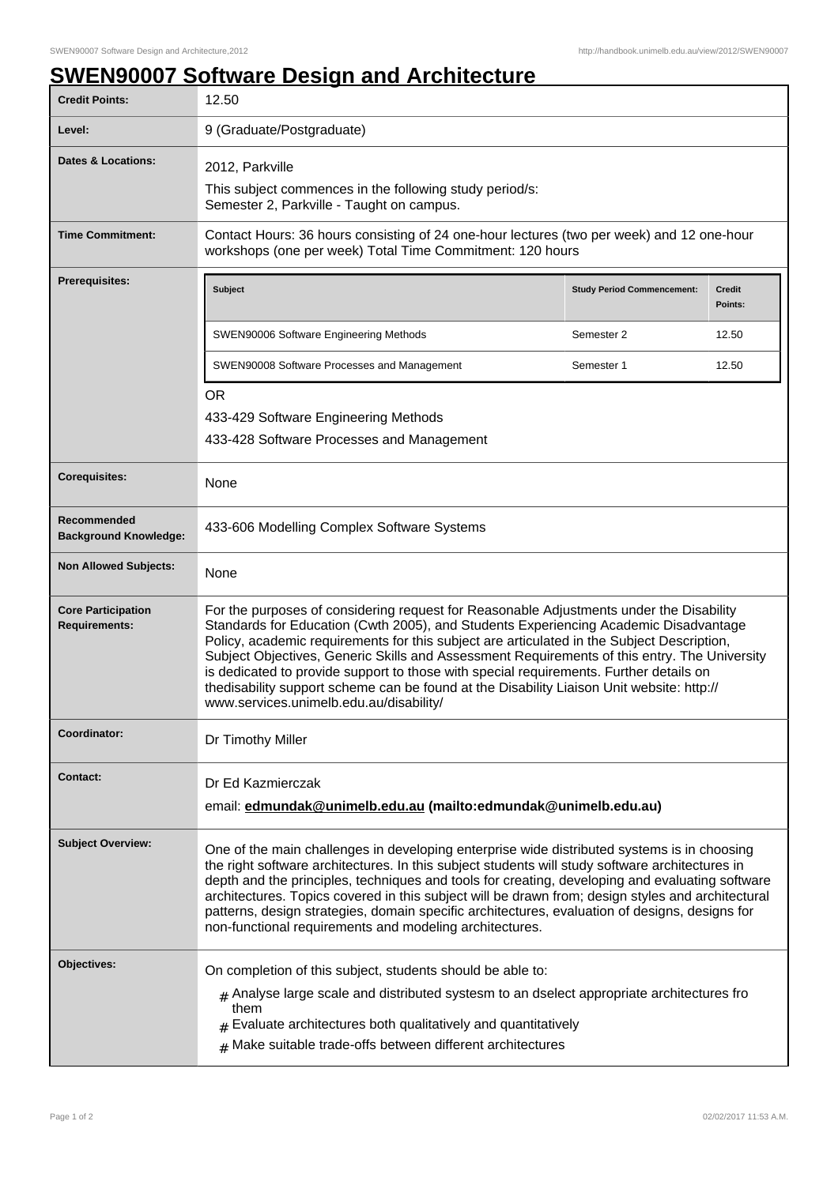# SWEN90007 Software Design and Architecture

| | |
|---|---|
| **Credit Points:** | 12.50 |
| **Level:** | 9 (Graduate/Postgraduate) |
| **Dates & Locations:** | 2012, Parkville<br>This subject commences in the following study period/s:<br>Semester 2, Parkville - Taught on campus. |
| **Time Commitment:** | Contact Hours: 36 hours consisting of 24 one-hour lectures (two per week) and 12 one-hour workshops (one per week) Total Time Commitment: 120 hours |
| **Prerequisites:** | See table below |
| **Corequisites:** | None |
| **Recommended Background Knowledge:** | 433-606 Modelling Complex Software Systems |
| **Non Allowed Subjects:** | None |
| **Core Participation Requirements:** | For the purposes of considering request for Reasonable Adjustments under the Disability Standards for Education (Cwth 2005), and Students Experiencing Academic Disadvantage Policy, academic requirements for this subject are articulated in the Subject Description, Subject Objectives, Generic Skills and Assessment Requirements of this entry. The University is dedicated to provide support to those with special requirements. Further details on thedisability support scheme can be found at the Disability Liaison Unit website: http://www.services.unimelb.edu.au/disability/ |
| **Coordinator:** | Dr Timothy Miller |
| **Contact:** | Dr Ed Kazmierczak<br>email: **edmundak@unimelb.edu.au (mailto:edmundak@unimelb.edu.au)** |
| **Subject Overview:** | One of the main challenges in developing enterprise wide distributed systems is in choosing the right software architectures. In this subject students will study software architectures in depth and the principles, techniques and tools for creating, developing and evaluating software architectures. Topics covered in this subject will be drawn from; design styles and architectural patterns, design strategies, domain specific architectures, evaluation of designs, designs for non-functional requirements and modeling architectures. |
| **Objectives:** | On completion of this subject, students should be able to:<br># Analyse large scale and distributed systesm to an dselect appropriate architectures fro them<br># Evaluate architectures both qualitatively and quantitatively<br># Make suitable trade-offs between different architectures |

**Prerequisites:**

| Subject | Study Period Commencement: | Credit Points: |
|---|---|---|
| SWEN90006 Software Engineering Methods | Semester 2 | 12.50 |
| SWEN90008 Software Processes and Management | Semester 1 | 12.50 |

OR

433-429 Software Engineering Methods

433-428 Software Processes and Management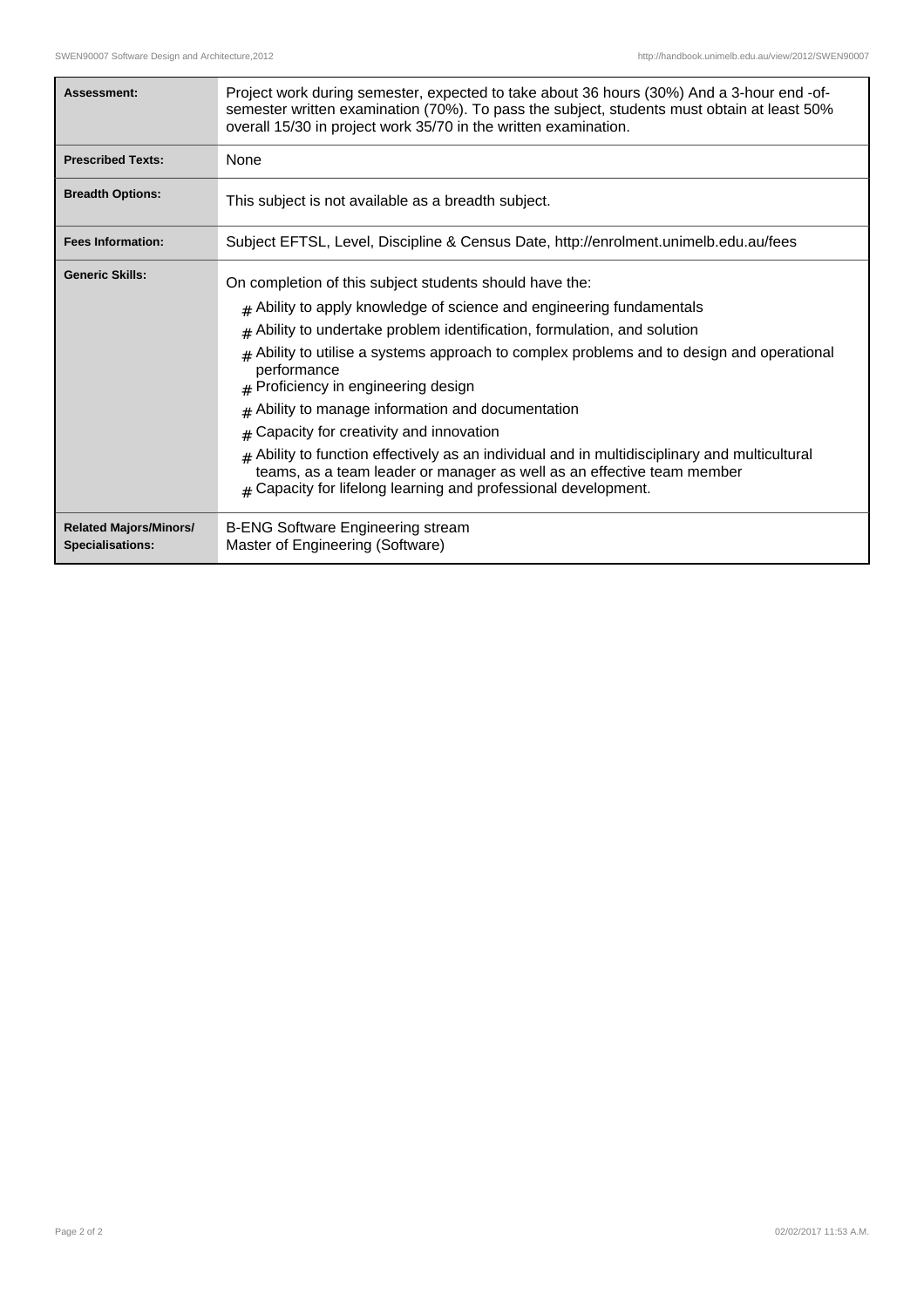| | |
|---|---|
| **Assessment:** | Project work during semester, expected to take about 36 hours (30%) And a 3-hour end -of-semester written examination (70%). To pass the subject, students must obtain at least 50% overall 15/30 in project work 35/70 in the written examination. |
| **Prescribed Texts:** | None |
| **Breadth Options:** | This subject is not available as a breadth subject. |
| **Fees Information:** | Subject EFTSL, Level, Discipline & Census Date, http://enrolment.unimelb.edu.au/fees |
| **Generic Skills:** | On completion of this subject students should have the: <br> # Ability to apply knowledge of science and engineering fundamentals <br> # Ability to undertake problem identification, formulation, and solution <br> # Ability to utilise a systems approach to complex problems and to design and operational performance <br> # Proficiency in engineering design <br> # Ability to manage information and documentation <br> # Capacity for creativity and innovation <br> # Ability to function effectively as an individual and in multidisciplinary and multicultural teams, as a team leader or manager as well as an effective team member <br> # Capacity for lifelong learning and professional development. |
| **Related Majors/Minors/ Specialisations:** | B-ENG Software Engineering stream <br> Master of Engineering (Software) |